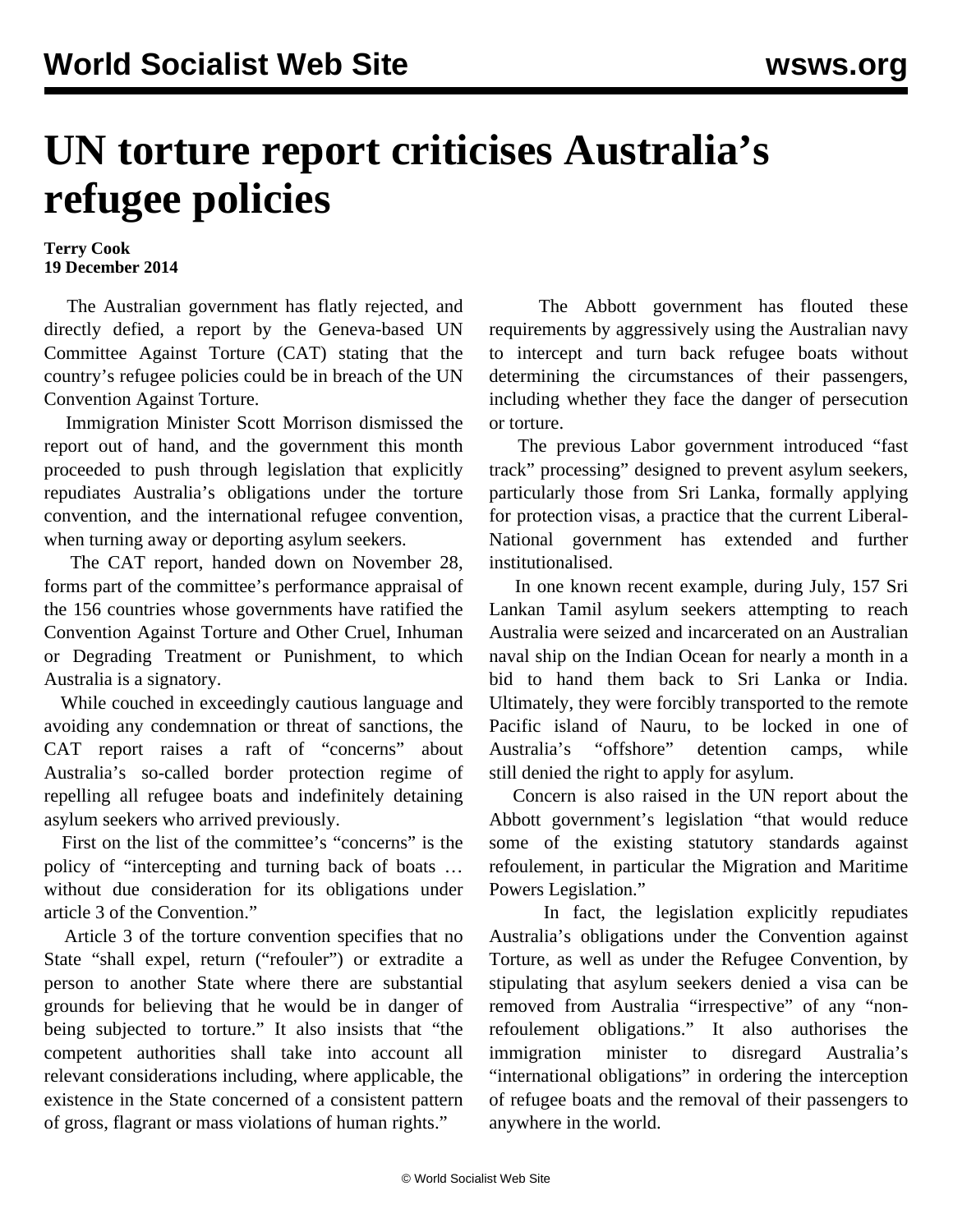# UN torture report criticises Australia's refugee policies

**Terry Cook**
**19 December 2014**

The Australian government has flatly rejected, and directly defied, a report by the Geneva-based UN Committee Against Torture (CAT) stating that the country's refugee policies could be in breach of the UN Convention Against Torture.

Immigration Minister Scott Morrison dismissed the report out of hand, and the government this month proceeded to push through legislation that explicitly repudiates Australia's obligations under the torture convention, and the international refugee convention, when turning away or deporting asylum seekers.

The CAT report, handed down on November 28, forms part of the committee's performance appraisal of the 156 countries whose governments have ratified the Convention Against Torture and Other Cruel, Inhuman or Degrading Treatment or Punishment, to which Australia is a signatory.

While couched in exceedingly cautious language and avoiding any condemnation or threat of sanctions, the CAT report raises a raft of "concerns" about Australia's so-called border protection regime of repelling all refugee boats and indefinitely detaining asylum seekers who arrived previously.

First on the list of the committee's "concerns" is the policy of "intercepting and turning back of boats … without due consideration for its obligations under article 3 of the Convention."

Article 3 of the torture convention specifies that no State "shall expel, return ("refouler") or extradite a person to another State where there are substantial grounds for believing that he would be in danger of being subjected to torture." It also insists that "the competent authorities shall take into account all relevant considerations including, where applicable, the existence in the State concerned of a consistent pattern of gross, flagrant or mass violations of human rights."

The Abbott government has flouted these requirements by aggressively using the Australian navy to intercept and turn back refugee boats without determining the circumstances of their passengers, including whether they face the danger of persecution or torture.

The previous Labor government introduced "fast track" processing" designed to prevent asylum seekers, particularly those from Sri Lanka, formally applying for protection visas, a practice that the current Liberal-National government has extended and further institutionalised.

In one known recent example, during July, 157 Sri Lankan Tamil asylum seekers attempting to reach Australia were seized and incarcerated on an Australian naval ship on the Indian Ocean for nearly a month in a bid to hand them back to Sri Lanka or India. Ultimately, they were forcibly transported to the remote Pacific island of Nauru, to be locked in one of Australia's "offshore" detention camps, while still denied the right to apply for asylum.

Concern is also raised in the UN report about the Abbott government's legislation "that would reduce some of the existing statutory standards against refoulement, in particular the Migration and Maritime Powers Legislation."

In fact, the legislation explicitly repudiates Australia's obligations under the Convention against Torture, as well as under the Refugee Convention, by stipulating that asylum seekers denied a visa can be removed from Australia "irrespective" of any "non-refoulement obligations." It also authorises the immigration minister to disregard Australia's "international obligations" in ordering the interception of refugee boats and the removal of their passengers to anywhere in the world.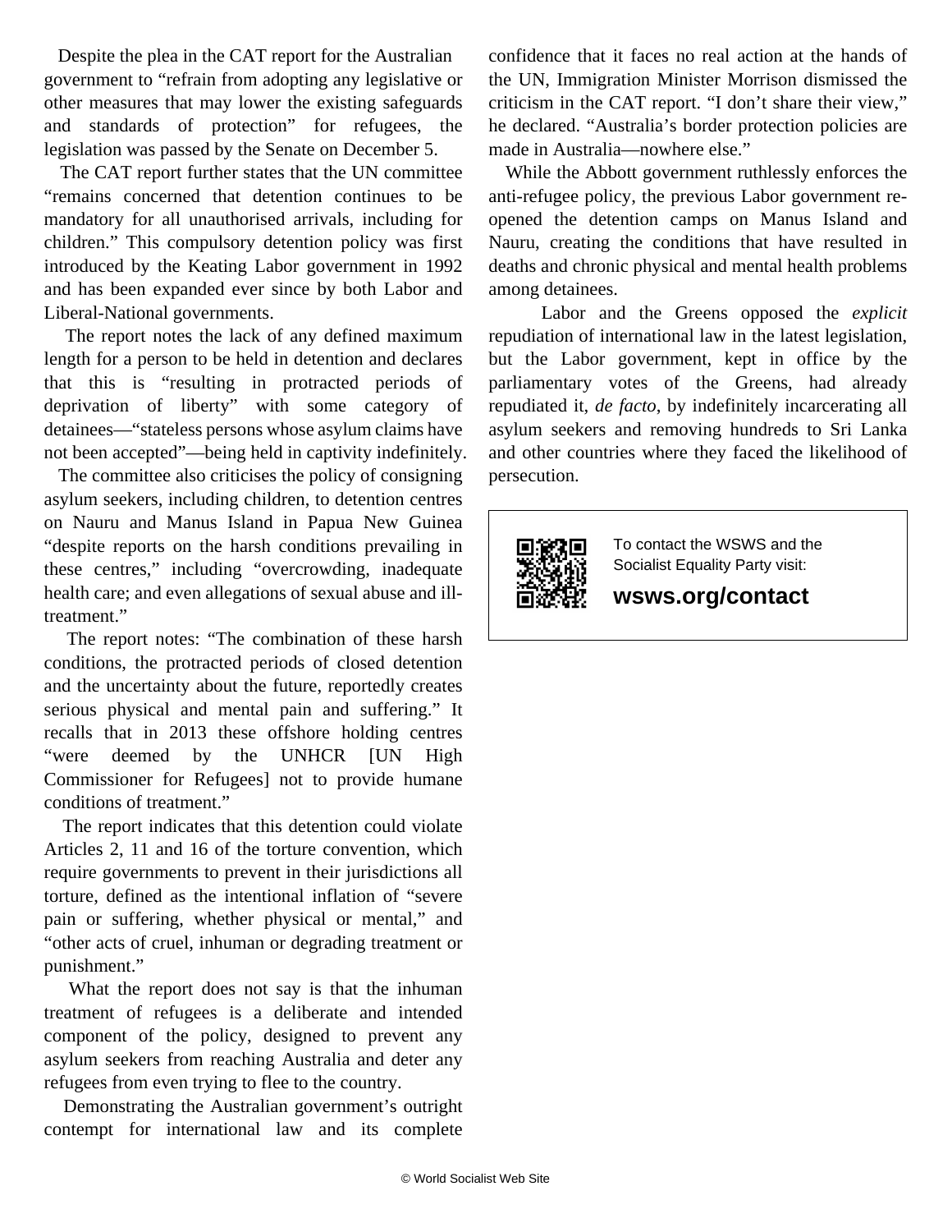Despite the plea in the CAT report for the Australian government to "refrain from adopting any legislative or other measures that may lower the existing safeguards and standards of protection" for refugees, the legislation was passed by the Senate on December 5.

The CAT report further states that the UN committee "remains concerned that detention continues to be mandatory for all unauthorised arrivals, including for children." This compulsory detention policy was first introduced by the Keating Labor government in 1992 and has been expanded ever since by both Labor and Liberal-National governments.

The report notes the lack of any defined maximum length for a person to be held in detention and declares that this is "resulting in protracted periods of deprivation of liberty" with some category of detainees—"stateless persons whose asylum claims have not been accepted"—being held in captivity indefinitely.

The committee also criticises the policy of consigning asylum seekers, including children, to detention centres on Nauru and Manus Island in Papua New Guinea "despite reports on the harsh conditions prevailing in these centres," including "overcrowding, inadequate health care; and even allegations of sexual abuse and ill-treatment."

The report notes: "The combination of these harsh conditions, the protracted periods of closed detention and the uncertainty about the future, reportedly creates serious physical and mental pain and suffering." It recalls that in 2013 these offshore holding centres "were deemed by the UNHCR [UN High Commissioner for Refugees] not to provide humane conditions of treatment."

The report indicates that this detention could violate Articles 2, 11 and 16 of the torture convention, which require governments to prevent in their jurisdictions all torture, defined as the intentional inflation of "severe pain or suffering, whether physical or mental," and "other acts of cruel, inhuman or degrading treatment or punishment."

What the report does not say is that the inhuman treatment of refugees is a deliberate and intended component of the policy, designed to prevent any asylum seekers from reaching Australia and deter any refugees from even trying to flee to the country.

Demonstrating the Australian government's outright contempt for international law and its complete confidence that it faces no real action at the hands of the UN, Immigration Minister Morrison dismissed the criticism in the CAT report. "I don't share their view," he declared. "Australia's border protection policies are made in Australia—nowhere else."

While the Abbott government ruthlessly enforces the anti-refugee policy, the previous Labor government re-opened the detention camps on Manus Island and Nauru, creating the conditions that have resulted in deaths and chronic physical and mental health problems among detainees.

Labor and the Greens opposed the *explicit* repudiation of international law in the latest legislation, but the Labor government, kept in office by the parliamentary votes of the Greens, had already repudiated it, *de facto*, by indefinitely incarcerating all asylum seekers and removing hundreds to Sri Lanka and other countries where they faced the likelihood of persecution.

To contact the WSWS and the Socialist Equality Party visit:

**wsws.org/contact**